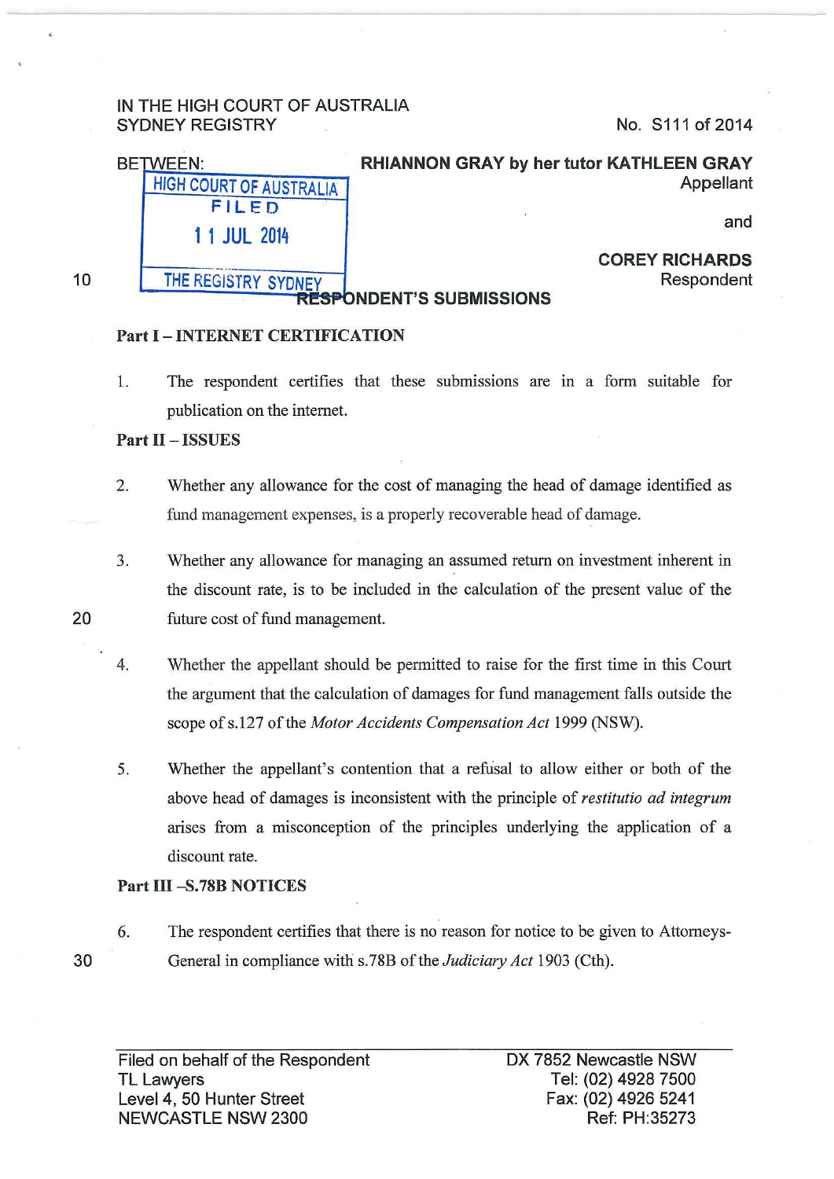IN THE HIGH COURT OF AUSTRALIA
SYDNEY REGISTRY

No. S111 of 2014

BETWEEN:

HIGH COURT OF AUSTRALIA
FILED
11 JUL 2014
THE REGISTRY SYDNEY

**RHIANNON GRAY by her tutor KATHLEEN GRAY**
Appellant

and

**COREY RICHARDS**
Respondent

## RESPONDENT'S SUBMISSIONS

### Part I – INTERNET CERTIFICATION

1. The respondent certifies that these submissions are in a form suitable for publication on the internet.

### Part II – ISSUES

2. Whether any allowance for the cost of managing the head of damage identified as fund management expenses, is a properly recoverable head of damage.

3. Whether any allowance for managing an assumed return on investment inherent in the discount rate, is to be included in the calculation of the present value of the future cost of fund management.

4. Whether the appellant should be permitted to raise for the first time in this Court the argument that the calculation of damages for fund management falls outside the scope of s.127 of the *Motor Accidents Compensation Act* 1999 (NSW).

5. Whether the appellant's contention that a refusal to allow either or both of the above head of damages is inconsistent with the principle of *restitutio ad integrum* arises from a misconception of the principles underlying the application of a discount rate.

### Part III –S.78B NOTICES

6. The respondent certifies that there is no reason for notice to be given to Attorneys-General in compliance with s.78B of the *Judiciary Act* 1903 (Cth).

Filed on behalf of the Respondent
TL Lawyers
Level 4, 50 Hunter Street
NEWCASTLE NSW 2300

DX 7852 Newcastle NSW
Tel: (02) 4928 7500
Fax: (02) 4926 5241
Ref: PH:35273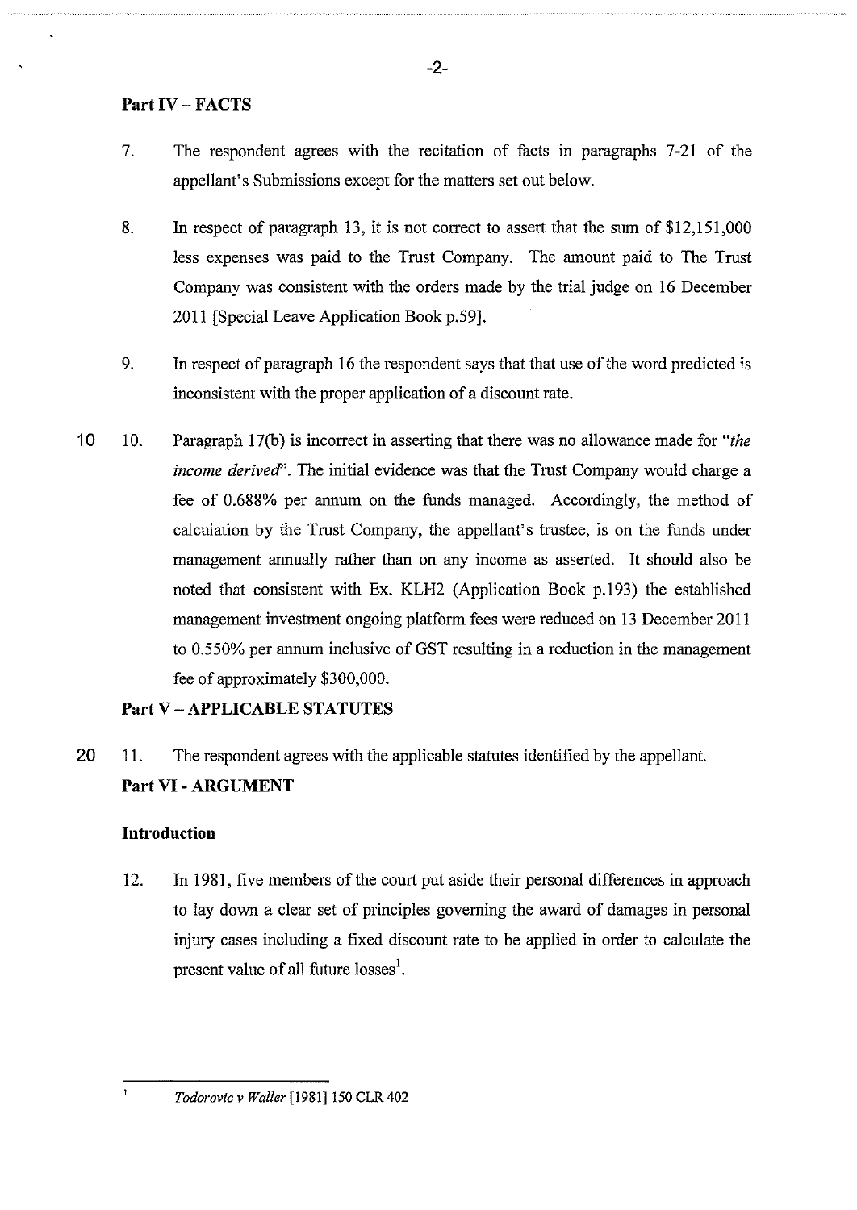## Part IV – FACTS

7. The respondent agrees with the recitation of facts in paragraphs 7-21 of the appellant's Submissions except for the matters set out below.

8. In respect of paragraph 13, it is not correct to assert that the sum of $12,151,000 less expenses was paid to the Trust Company. The amount paid to The Trust Company was consistent with the orders made by the trial judge on 16 December 2011 [Special Leave Application Book p.59].

9. In respect of paragraph 16 the respondent says that that use of the word predicted is inconsistent with the proper application of a discount rate.

10. Paragraph 17(b) is incorrect in asserting that there was no allowance made for "*the income derived*". The initial evidence was that the Trust Company would charge a fee of 0.688% per annum on the funds managed. Accordingly, the method of calculation by the Trust Company, the appellant's trustee, is on the funds under management annually rather than on any income as asserted. It should also be noted that consistent with Ex. KLH2 (Application Book p.193) the established management investment ongoing platform fees were reduced on 13 December 2011 to 0.550% per annum inclusive of GST resulting in a reduction in the management fee of approximately $300,000.

## Part V – APPLICABLE STATUTES

11. The respondent agrees with the applicable statutes identified by the appellant.

## Part VI - ARGUMENT

### Introduction

12. In 1981, five members of the court put aside their personal differences in approach to lay down a clear set of principles governing the award of damages in personal injury cases including a fixed discount rate to be applied in order to calculate the present value of all future losses[1].

---

[1] *Todorovic v Waller* [1981] 150 CLR 402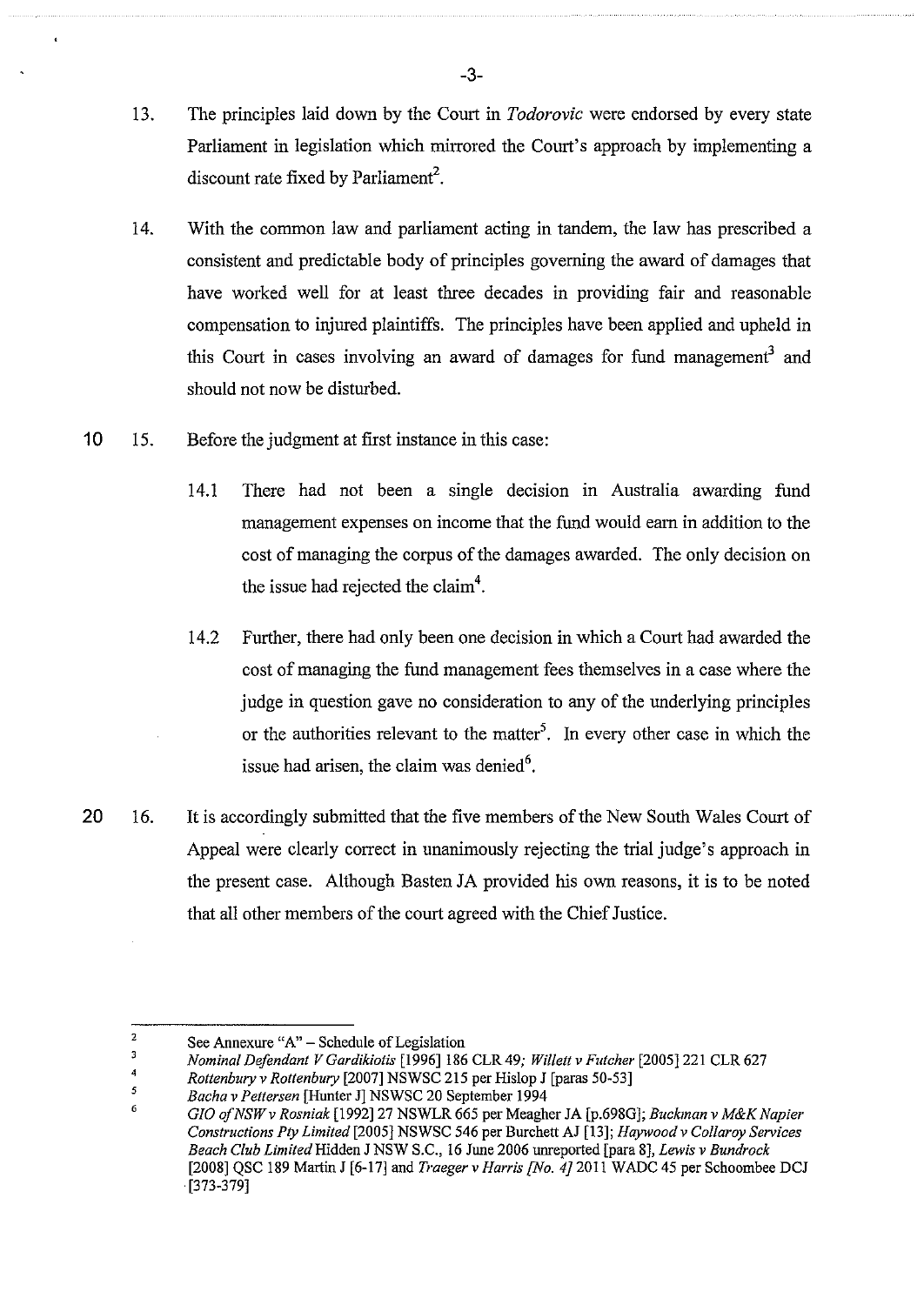13. The principles laid down by the Court in *Todorovic* were endorsed by every state Parliament in legislation which mirrored the Court's approach by implementing a discount rate fixed by Parliament[2].

14. With the common law and parliament acting in tandem, the law has prescribed a consistent and predictable body of principles governing the award of damages that have worked well for at least three decades in providing fair and reasonable compensation to injured plaintiffs. The principles have been applied and upheld in this Court in cases involving an award of damages for fund management[3] and should not now be disturbed.

15. Before the judgment at first instance in this case:

    14.1 There had not been a single decision in Australia awarding fund management expenses on income that the fund would earn in addition to the cost of managing the corpus of the damages awarded. The only decision on the issue had rejected the claim[4].

    14.2 Further, there had only been one decision in which a Court had awarded the cost of managing the fund management fees themselves in a case where the judge in question gave no consideration to any of the underlying principles or the authorities relevant to the matter[5]. In every other case in which the issue had arisen, the claim was denied[6].

16. It is accordingly submitted that the five members of the New South Wales Court of Appeal were clearly correct in unanimously rejecting the trial judge's approach in the present case. Although Basten JA provided his own reasons, it is to be noted that all other members of the court agreed with the Chief Justice.

---

2 See Annexure "A" – Schedule of Legislation

3 *Nominal Defendant V Gardikiotis* [1996] 186 CLR 49; *Willett v Futcher* [2005] 221 CLR 627

4 *Rottenbury v Rottenbury* [2007] NSWSC 215 per Hislop J [paras 50-53]

5 *Bacha v Pettersen* [Hunter J] NSWSC 20 September 1994

6 *GIO of NSW v Rosniak* [1992] 27 NSWLR 665 per Meagher JA [p.698G]; *Buckman v M&K Napier Constructions Pty Limited* [2005] NSWSC 546 per Burchett AJ [13]; *Haywood v Collaroy Services Beach Club Limited* Hidden J NSW S.C., 16 June 2006 unreported [para 8], *Lewis v Bundrock* [2008] QSC 189 Martin J [6-17] and *Traeger v Harris [No. 4]* 2011 WADC 45 per Schoombee DCJ [373-379]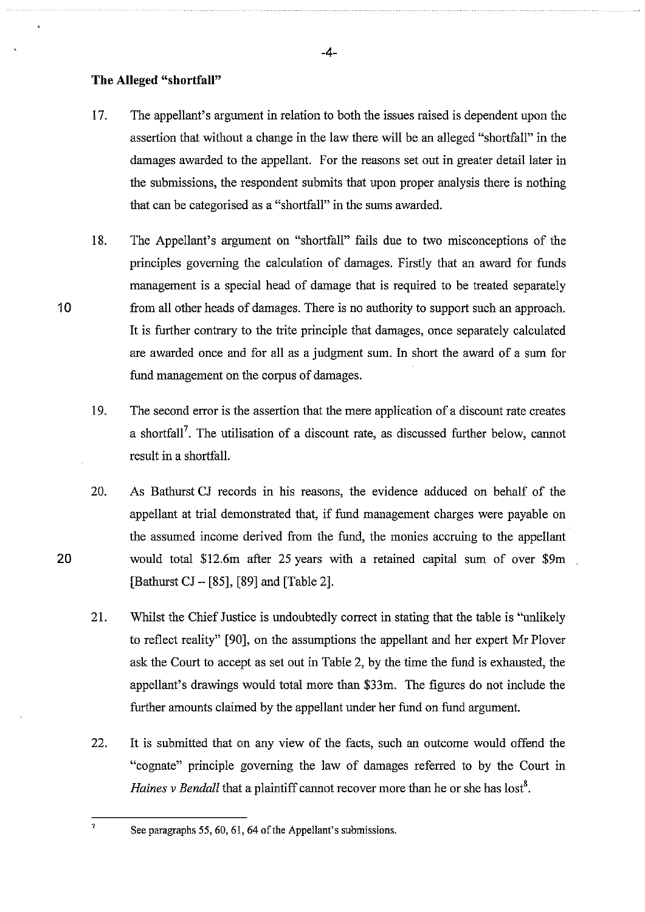**The Alleged "shortfall"**

17. The appellant's argument in relation to both the issues raised is dependent upon the assertion that without a change in the law there will be an alleged "shortfall" in the damages awarded to the appellant. For the reasons set out in greater detail later in the submissions, the respondent submits that upon proper analysis there is nothing that can be categorised as a "shortfall" in the sums awarded.

18. The Appellant's argument on "shortfall" fails due to two misconceptions of the principles governing the calculation of damages. Firstly that an award for funds management is a special head of damage that is required to be treated separately from all other heads of damages. There is no authority to support such an approach. It is further contrary to the trite principle that damages, once separately calculated are awarded once and for all as a judgment sum. In short the award of a sum for fund management on the corpus of damages.

19. The second error is the assertion that the mere application of a discount rate creates a shortfall[7]. The utilisation of a discount rate, as discussed further below, cannot result in a shortfall.

20. As Bathurst CJ records in his reasons, the evidence adduced on behalf of the appellant at trial demonstrated that, if fund management charges were payable on the assumed income derived from the fund, the monies accruing to the appellant would total $12.6m after 25 years with a retained capital sum of over $9m [Bathurst CJ – [85], [89] and [Table 2].

21. Whilst the Chief Justice is undoubtedly correct in stating that the table is "unlikely to reflect reality" [90], on the assumptions the appellant and her expert Mr Plover ask the Court to accept as set out in Table 2, by the time the fund is exhausted, the appellant's drawings would total more than $33m. The figures do not include the further amounts claimed by the appellant under her fund on fund argument.

22. It is submitted that on any view of the facts, such an outcome would offend the "cognate" principle governing the law of damages referred to by the Court in *Haines v Bendall* that a plaintiff cannot recover more than he or she has lost[8].

---

[7] See paragraphs 55, 60, 61, 64 of the Appellant's submissions.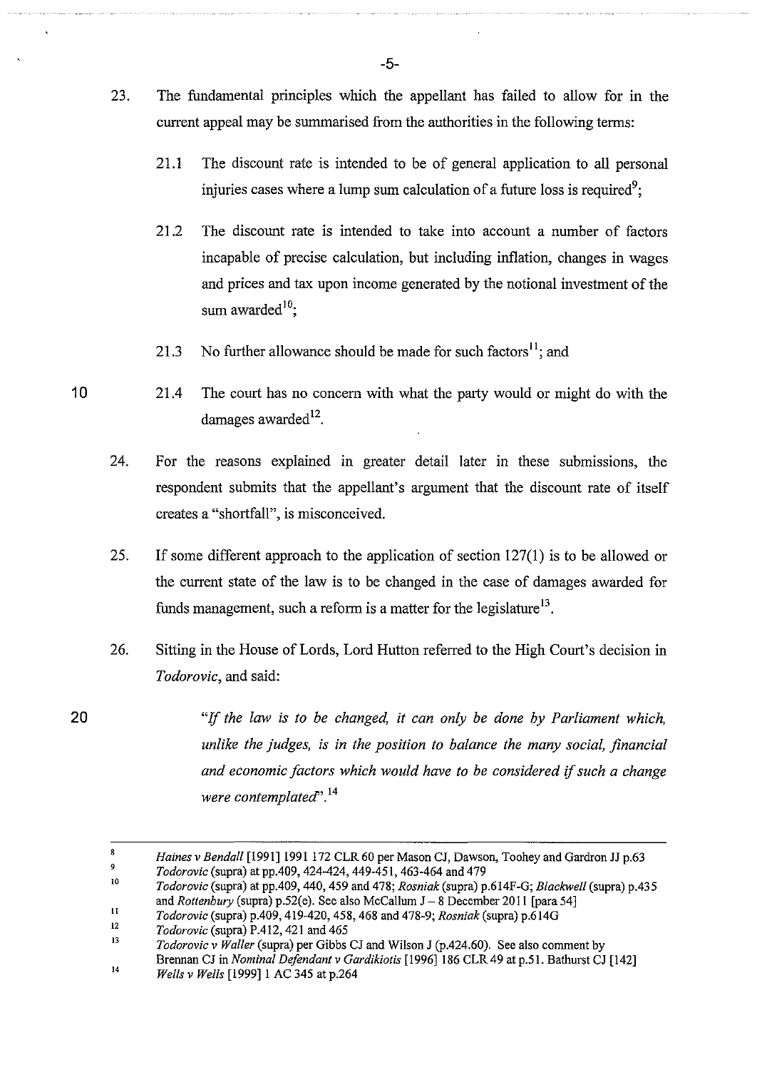23. The fundamental principles which the appellant has failed to allow for in the current appeal may be summarised from the authorities in the following terms:

    21.1 The discount rate is intended to be of general application to all personal injuries cases where a lump sum calculation of a future loss is required[9];

    21.2 The discount rate is intended to take into account a number of factors incapable of precise calculation, but including inflation, changes in wages and prices and tax upon income generated by the notional investment of the sum awarded[10];

    21.3 No further allowance should be made for such factors[11]; and

    21.4 The court has no concern with what the party would or might do with the damages awarded[12].

24. For the reasons explained in greater detail later in these submissions, the respondent submits that the appellant's argument that the discount rate of itself creates a "shortfall", is misconceived.

25. If some different approach to the application of section 127(1) is to be allowed or the current state of the law is to be changed in the case of damages awarded for funds management, such a reform is a matter for the legislature[13].

26. Sitting in the House of Lords, Lord Hutton referred to the High Court's decision in *Todorovic*, and said:

    > *"If the law is to be changed, it can only be done by Parliament which, unlike the judges, is in the position to balance the many social, financial and economic factors which would have to be considered if such a change were contemplated"*.[14]

---

[8] *Haines v Bendall* [1991] 1991 172 CLR 60 per Mason CJ, Dawson, Toohey and Gardron JJ p.63

[9] *Todorovic* (supra) at pp.409, 424-424, 449-451, 463-464 and 479

[10] *Todorovic* (supra) at pp.409, 440, 459 and 478; *Rosniak* (supra) p.614F-G; *Blackwell* (supra) p.435 and *Rottenbury* (supra) p.52(e). See also McCallum J – 8 December 2011 [para 54]

[11] *Todorovic* (supra) p.409, 419-420, 458, 468 and 478-9; *Rosniak* (supra) p.614G

[12] *Todorovic* (supra) P.412, 421 and 465

[13] *Todorovic v Waller* (supra) per Gibbs CJ and Wilson J (p.424.60). See also comment by Brennan CJ in *Nominal Defendant v Gardikiotis* [1996] 186 CLR 49 at p.51. Bathurst CJ [142]

[14] *Wells v Wells* [1999] 1 AC 345 at p.264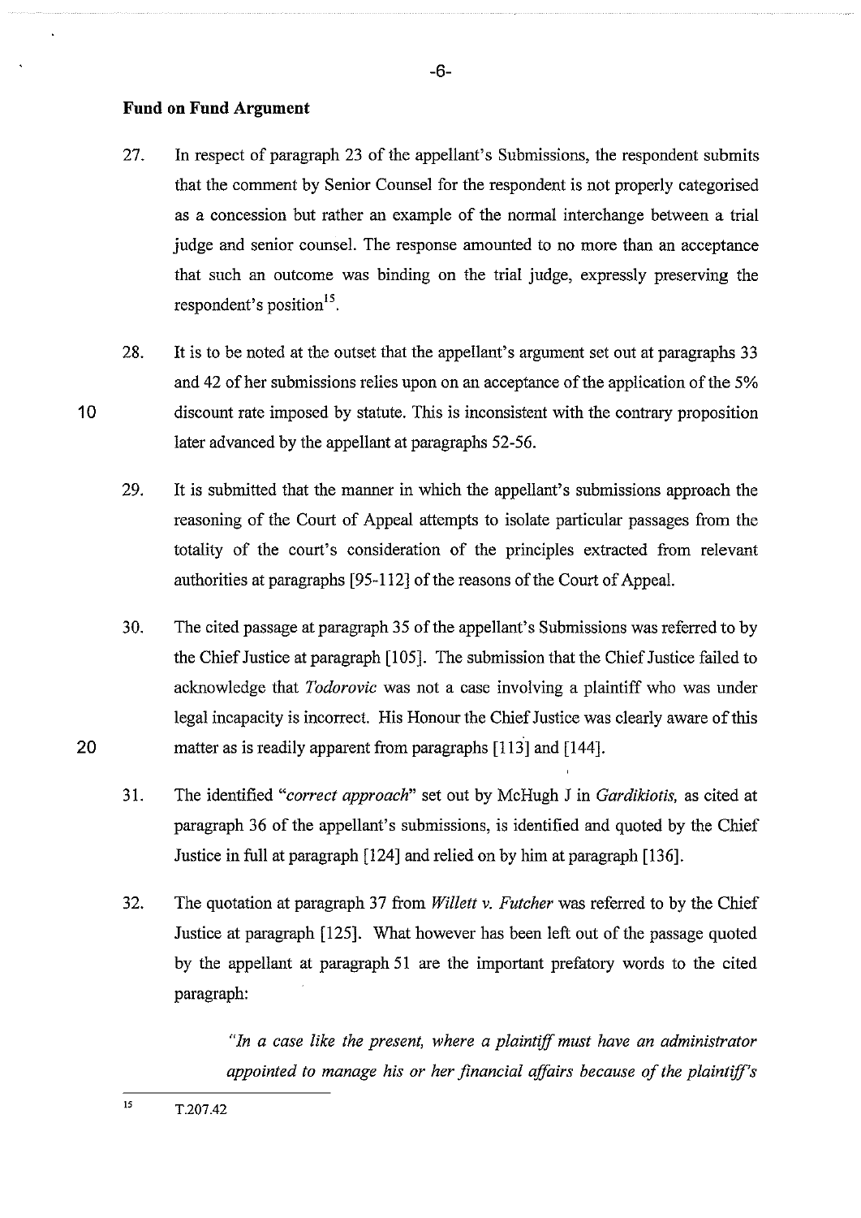**Fund on Fund Argument**

27. In respect of paragraph 23 of the appellant's Submissions, the respondent submits that the comment by Senior Counsel for the respondent is not properly categorised as a concession but rather an example of the normal interchange between a trial judge and senior counsel. The response amounted to no more than an acceptance that such an outcome was binding on the trial judge, expressly preserving the respondent's position[15].

28. It is to be noted at the outset that the appellant's argument set out at paragraphs 33 and 42 of her submissions relies upon on an acceptance of the application of the 5% discount rate imposed by statute. This is inconsistent with the contrary proposition later advanced by the appellant at paragraphs 52-56.

29. It is submitted that the manner in which the appellant's submissions approach the reasoning of the Court of Appeal attempts to isolate particular passages from the totality of the court's consideration of the principles extracted from relevant authorities at paragraphs [95-112] of the reasons of the Court of Appeal.

30. The cited passage at paragraph 35 of the appellant's Submissions was referred to by the Chief Justice at paragraph [105]. The submission that the Chief Justice failed to acknowledge that *Todorovic* was not a case involving a plaintiff who was under legal incapacity is incorrect. His Honour the Chief Justice was clearly aware of this matter as is readily apparent from paragraphs [113] and [144].

31. The identified *"correct approach"* set out by McHugh J in *Gardikiotis,* as cited at paragraph 36 of the appellant's submissions, is identified and quoted by the Chief Justice in full at paragraph [124] and relied on by him at paragraph [136].

32. The quotation at paragraph 37 from *Willett v. Futcher* was referred to by the Chief Justice at paragraph [125]. What however has been left out of the passage quoted by the appellant at paragraph 51 are the important prefatory words to the cited paragraph:

> *"In a case like the present, where a plaintiff must have an administrator appointed to manage his or her financial affairs because of the plaintiff's*

[15] T.207.42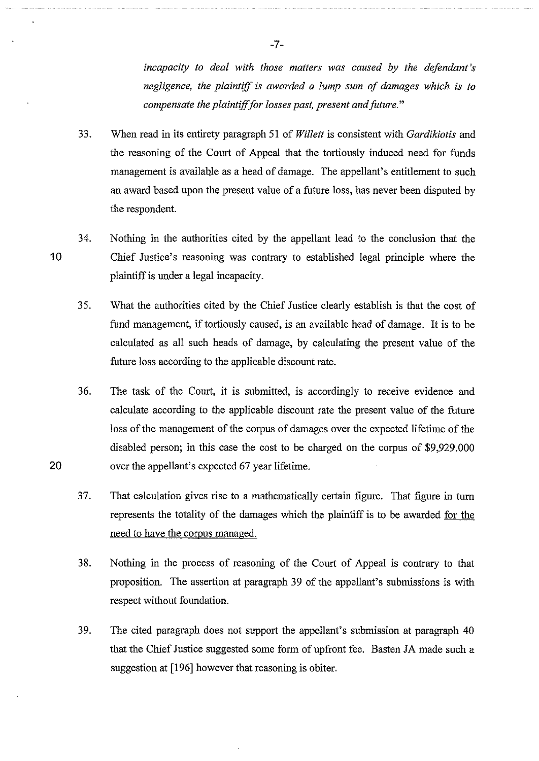*incapacity to deal with those matters was caused by the defendant's negligence, the plaintiff is awarded a lump sum of damages which is to compensate the plaintiff for losses past, present and future."*

33. When read in its entirety paragraph 51 of *Willett* is consistent with *Gardikiotis* and the reasoning of the Court of Appeal that the tortiously induced need for funds management is available as a head of damage. The appellant's entitlement to such an award based upon the present value of a future loss, has never been disputed by the respondent.

34. Nothing in the authorities cited by the appellant lead to the conclusion that the Chief Justice's reasoning was contrary to established legal principle where the plaintiff is under a legal incapacity.

35. What the authorities cited by the Chief Justice clearly establish is that the cost of fund management, if tortiously caused, is an available head of damage. It is to be calculated as all such heads of damage, by calculating the present value of the future loss according to the applicable discount rate.

36. The task of the Court, it is submitted, is accordingly to receive evidence and calculate according to the applicable discount rate the present value of the future loss of the management of the corpus of damages over the expected lifetime of the disabled person; in this case the cost to be charged on the corpus of $9,929.000 over the appellant's expected 67 year lifetime.

37. That calculation gives rise to a mathematically certain figure. That figure in turn represents the totality of the damages which the plaintiff is to be awarded <u>for the need to have the corpus managed.</u>

38. Nothing in the process of reasoning of the Court of Appeal is contrary to that proposition. The assertion at paragraph 39 of the appellant's submissions is with respect without foundation.

39. The cited paragraph does not support the appellant's submission at paragraph 40 that the Chief Justice suggested some form of upfront fee. Basten JA made such a suggestion at [196] however that reasoning is obiter.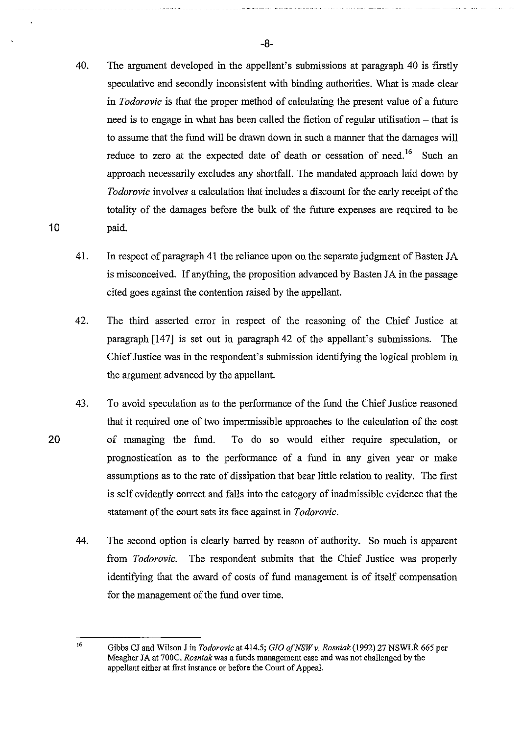40. The argument developed in the appellant's submissions at paragraph 40 is firstly speculative and secondly inconsistent with binding authorities. What is made clear in *Todorovic* is that the proper method of calculating the present value of a future need is to engage in what has been called the fiction of regular utilisation – that is to assume that the fund will be drawn down in such a manner that the damages will reduce to zero at the expected date of death or cessation of need.[16] Such an approach necessarily excludes any shortfall. The mandated approach laid down by *Todorovic* involves a calculation that includes a discount for the early receipt of the totality of the damages before the bulk of the future expenses are required to be paid.

41. In respect of paragraph 41 the reliance upon on the separate judgment of Basten JA is misconceived. If anything, the proposition advanced by Basten JA in the passage cited goes against the contention raised by the appellant.

42. The third asserted error in respect of the reasoning of the Chief Justice at paragraph [147] is set out in paragraph 42 of the appellant's submissions. The Chief Justice was in the respondent's submission identifying the logical problem in the argument advanced by the appellant.

43. To avoid speculation as to the performance of the fund the Chief Justice reasoned that it required one of two impermissible approaches to the calculation of the cost of managing the fund. To do so would either require speculation, or prognostication as to the performance of a fund in any given year or make assumptions as to the rate of dissipation that bear little relation to reality. The first is self evidently correct and falls into the category of inadmissible evidence that the statement of the court sets its face against in *Todorovic*.

44. The second option is clearly barred by reason of authority. So much is apparent from *Todorovic*. The respondent submits that the Chief Justice was properly identifying that the award of costs of fund management is of itself compensation for the management of the fund over time.

---

[16] Gibbs CJ and Wilson J in *Todorovic* at 414.5; *GIO of NSW v. Rosniak* (1992) 27 NSWLR 665 per Meagher JA at 700C. *Rosniak* was a funds management case and was not challenged by the appellant either at first instance or before the Court of Appeal.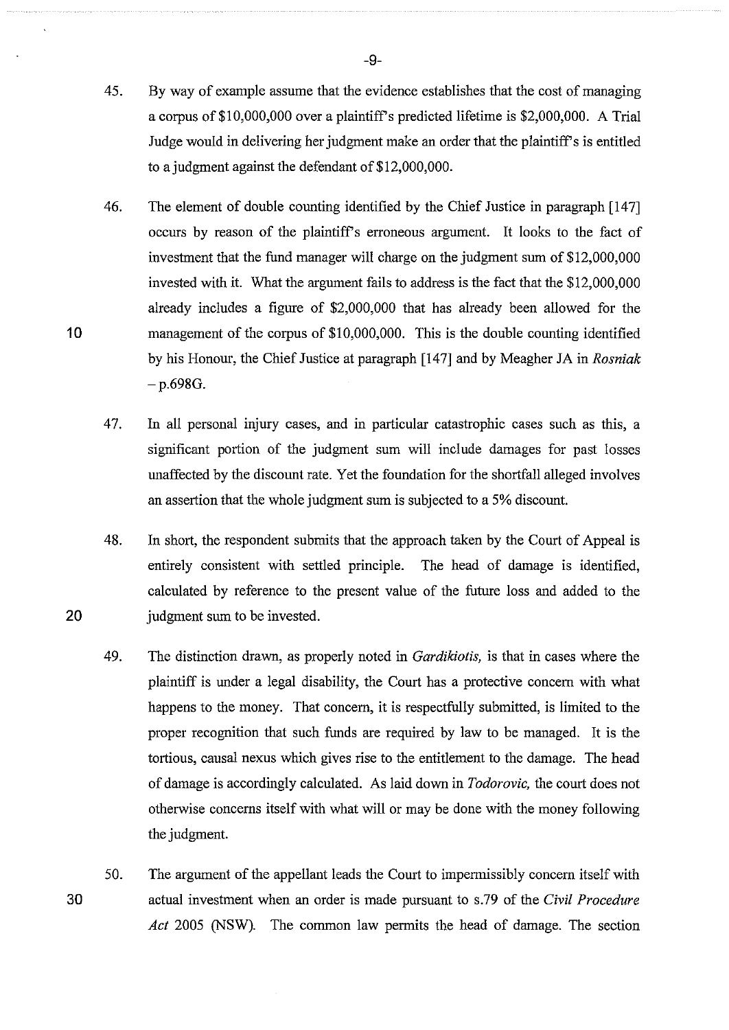45. By way of example assume that the evidence establishes that the cost of managing a corpus of $10,000,000 over a plaintiff's predicted lifetime is $2,000,000. A Trial Judge would in delivering her judgment make an order that the plaintiff's is entitled to a judgment against the defendant of $12,000,000.

46. The element of double counting identified by the Chief Justice in paragraph [147] occurs by reason of the plaintiff's erroneous argument. It looks to the fact of investment that the fund manager will charge on the judgment sum of $12,000,000 invested with it. What the argument fails to address is the fact that the $12,000,000 already includes a figure of $2,000,000 that has already been allowed for the management of the corpus of $10,000,000. This is the double counting identified by his Honour, the Chief Justice at paragraph [147] and by Meagher JA in *Rosniak* – p.698G.

47. In all personal injury cases, and in particular catastrophic cases such as this, a significant portion of the judgment sum will include damages for past losses unaffected by the discount rate. Yet the foundation for the shortfall alleged involves an assertion that the whole judgment sum is subjected to a 5% discount.

48. In short, the respondent submits that the approach taken by the Court of Appeal is entirely consistent with settled principle. The head of damage is identified, calculated by reference to the present value of the future loss and added to the judgment sum to be invested.

49. The distinction drawn, as properly noted in *Gardikiotis,* is that in cases where the plaintiff is under a legal disability, the Court has a protective concern with what happens to the money. That concern, it is respectfully submitted, is limited to the proper recognition that such funds are required by law to be managed. It is the tortious, causal nexus which gives rise to the entitlement to the damage. The head of damage is accordingly calculated. As laid down in *Todorovic,* the court does not otherwise concerns itself with what will or may be done with the money following the judgment.

50. The argument of the appellant leads the Court to impermissibly concern itself with actual investment when an order is made pursuant to s.79 of the *Civil Procedure Act* 2005 (NSW). The common law permits the head of damage. The section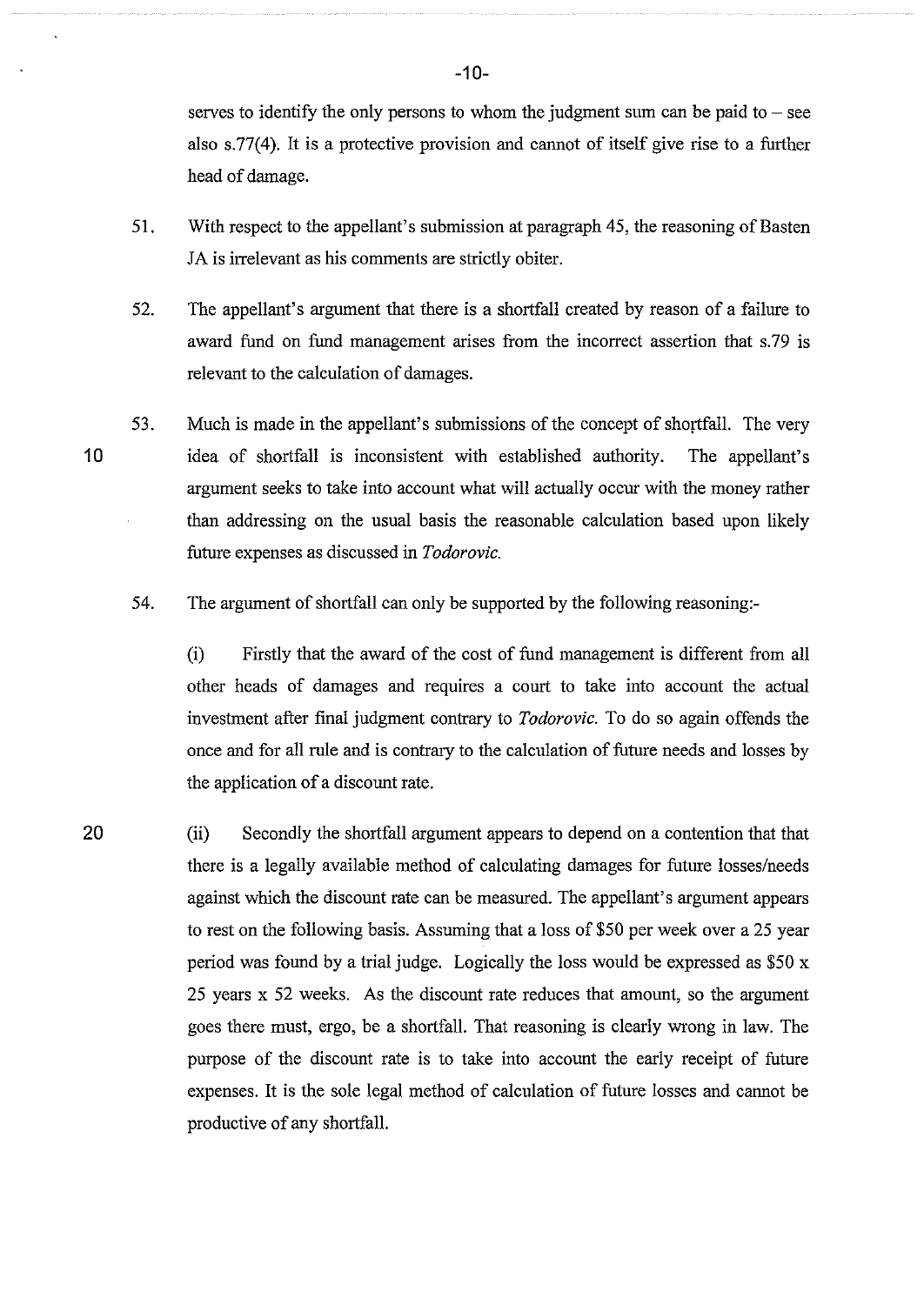serves to identify the only persons to whom the judgment sum can be paid to – see also s.77(4). It is a protective provision and cannot of itself give rise to a further head of damage.

51. With respect to the appellant's submission at paragraph 45, the reasoning of Basten JA is irrelevant as his comments are strictly obiter.

52. The appellant's argument that there is a shortfall created by reason of a failure to award fund on fund management arises from the incorrect assertion that s.79 is relevant to the calculation of damages.

53. Much is made in the appellant's submissions of the concept of shortfall. The very idea of shortfall is inconsistent with established authority. The appellant's argument seeks to take into account what will actually occur with the money rather than addressing on the usual basis the reasonable calculation based upon likely future expenses as discussed in *Todorovic*.

54. The argument of shortfall can only be supported by the following reasoning:-

(i) Firstly that the award of the cost of fund management is different from all other heads of damages and requires a court to take into account the actual investment after final judgment contrary to *Todorovic*. To do so again offends the once and for all rule and is contrary to the calculation of future needs and losses by the application of a discount rate.

(ii) Secondly the shortfall argument appears to depend on a contention that that there is a legally available method of calculating damages for future losses/needs against which the discount rate can be measured. The appellant's argument appears to rest on the following basis. Assuming that a loss of $50 per week over a 25 year period was found by a trial judge. Logically the loss would be expressed as $50 x 25 years x 52 weeks. As the discount rate reduces that amount, so the argument goes there must, ergo, be a shortfall. That reasoning is clearly wrong in law. The purpose of the discount rate is to take into account the early receipt of future expenses. It is the sole legal method of calculation of future losses and cannot be productive of any shortfall.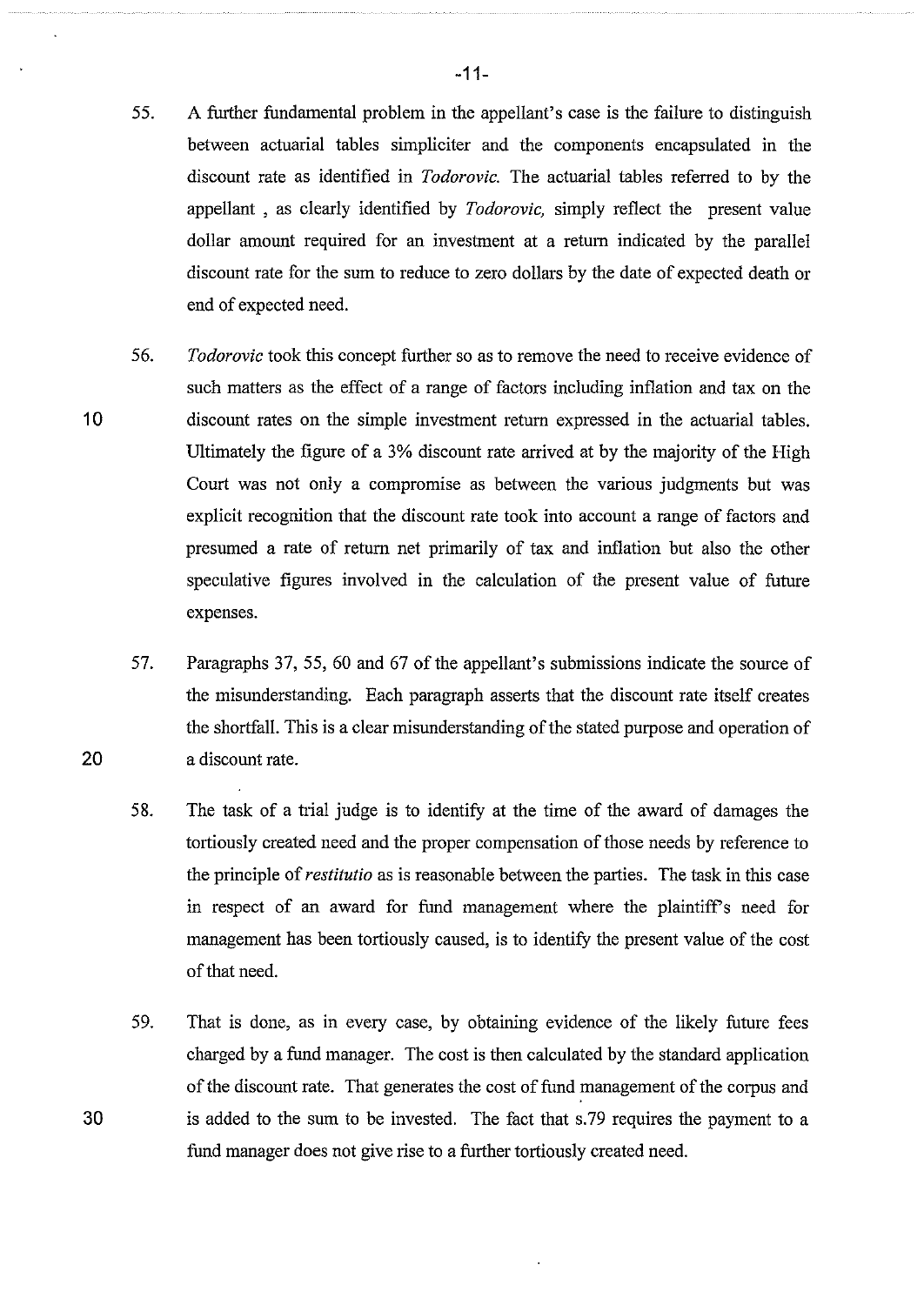55. A further fundamental problem in the appellant's case is the failure to distinguish between actuarial tables simpliciter and the components encapsulated in the discount rate as identified in *Todorovic.* The actuarial tables referred to by the appellant , as clearly identified by *Todorovic,* simply reflect the present value dollar amount required for an investment at a return indicated by the parallel discount rate for the sum to reduce to zero dollars by the date of expected death or end of expected need.

56. *Todorovic* took this concept further so as to remove the need to receive evidence of such matters as the effect of a range of factors including inflation and tax on the discount rates on the simple investment return expressed in the actuarial tables. Ultimately the figure of a 3% discount rate arrived at by the majority of the High Court was not only a compromise as between the various judgments but was explicit recognition that the discount rate took into account a range of factors and presumed a rate of return net primarily of tax and inflation but also the other speculative figures involved in the calculation of the present value of future expenses.

57. Paragraphs 37, 55, 60 and 67 of the appellant's submissions indicate the source of the misunderstanding. Each paragraph asserts that the discount rate itself creates the shortfall. This is a clear misunderstanding of the stated purpose and operation of a discount rate.

58. The task of a trial judge is to identify at the time of the award of damages the tortiously created need and the proper compensation of those needs by reference to the principle of *restitutio* as is reasonable between the parties. The task in this case in respect of an award for fund management where the plaintiff's need for management has been tortiously caused, is to identify the present value of the cost of that need.

59. That is done, as in every case, by obtaining evidence of the likely future fees charged by a fund manager. The cost is then calculated by the standard application of the discount rate. That generates the cost of fund management of the corpus and is added to the sum to be invested. The fact that s.79 requires the payment to a fund manager does not give rise to a further tortiously created need.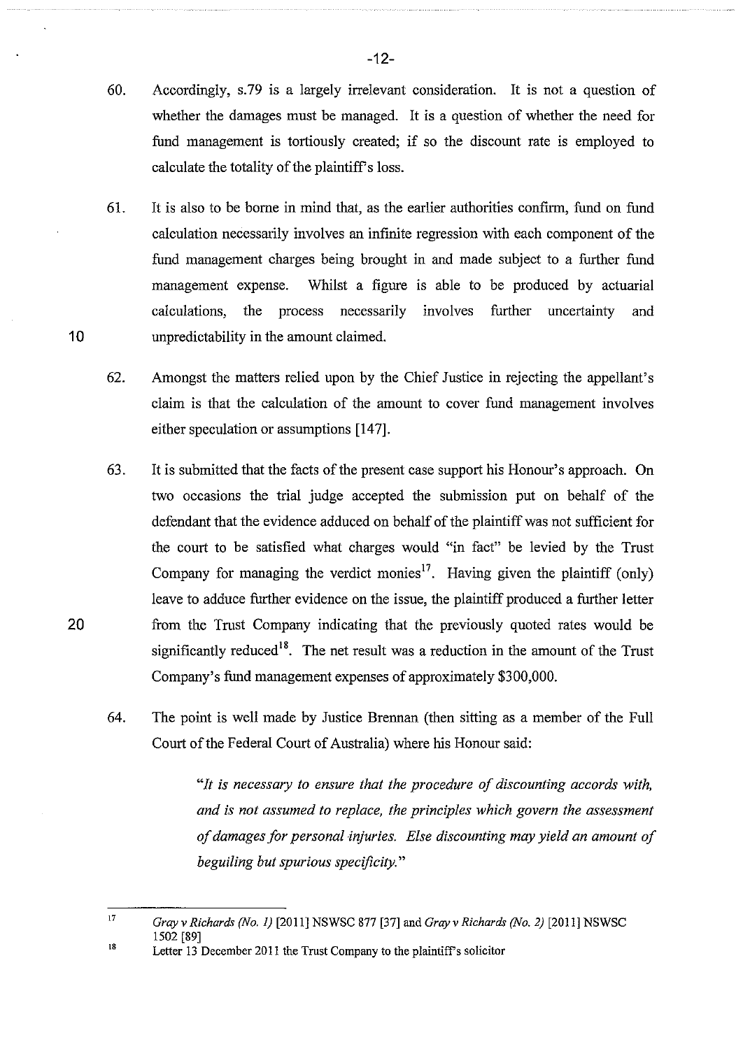60. Accordingly, s.79 is a largely irrelevant consideration. It is not a question of whether the damages must be managed. It is a question of whether the need for fund management is tortiously created; if so the discount rate is employed to calculate the totality of the plaintiff's loss.

61. It is also to be borne in mind that, as the earlier authorities confirm, fund on fund calculation necessarily involves an infinite regression with each component of the fund management charges being brought in and made subject to a further fund management expense. Whilst a figure is able to be produced by actuarial calculations, the process necessarily involves further uncertainty and unpredictability in the amount claimed.

62. Amongst the matters relied upon by the Chief Justice in rejecting the appellant's claim is that the calculation of the amount to cover fund management involves either speculation or assumptions [147].

63. It is submitted that the facts of the present case support his Honour's approach. On two occasions the trial judge accepted the submission put on behalf of the defendant that the evidence adduced on behalf of the plaintiff was not sufficient for the court to be satisfied what charges would "in fact" be levied by the Trust Company for managing the verdict monies[17]. Having given the plaintiff (only) leave to adduce further evidence on the issue, the plaintiff produced a further letter from the Trust Company indicating that the previously quoted rates would be significantly reduced[18]. The net result was a reduction in the amount of the Trust Company's fund management expenses of approximately $300,000.

64. The point is well made by Justice Brennan (then sitting as a member of the Full Court of the Federal Court of Australia) where his Honour said:

> *"It is necessary to ensure that the procedure of discounting accords with, and is not assumed to replace, the principles which govern the assessment of damages for personal injuries. Else discounting may yield an amount of beguiling but spurious specificity."*

---

[17] *Gray v Richards (No. 1)* [2011] NSWSC 877 [37] and *Gray v Richards (No. 2)* [2011] NSWSC 1502 [89]

[18] Letter 13 December 2011 the Trust Company to the plaintiff's solicitor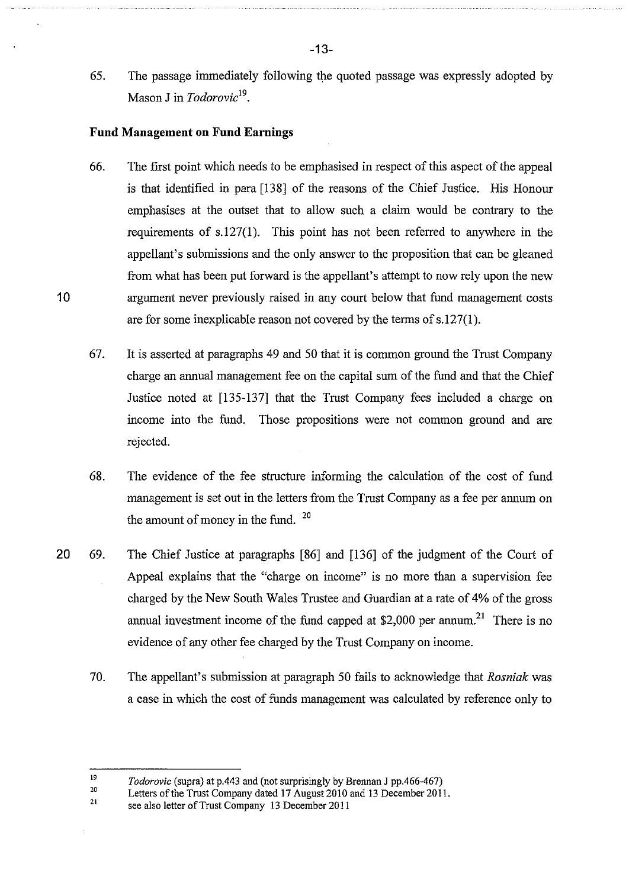65. The passage immediately following the quoted passage was expressly adopted by Mason J in *Todorovic*[19].

**Fund Management on Fund Earnings**

66. The first point which needs to be emphasised in respect of this aspect of the appeal is that identified in para [138] of the reasons of the Chief Justice. His Honour emphasises at the outset that to allow such a claim would be contrary to the requirements of s.127(1). This point has not been referred to anywhere in the appellant's submissions and the only answer to the proposition that can be gleaned from what has been put forward is the appellant's attempt to now rely upon the new argument never previously raised in any court below that fund management costs are for some inexplicable reason not covered by the terms of s.127(1).

67. It is asserted at paragraphs 49 and 50 that it is common ground the Trust Company charge an annual management fee on the capital sum of the fund and that the Chief Justice noted at [135-137] that the Trust Company fees included a charge on income into the fund. Those propositions were not common ground and are rejected.

68. The evidence of the fee structure informing the calculation of the cost of fund management is set out in the letters from the Trust Company as a fee per annum on the amount of money in the fund. [20]

69. The Chief Justice at paragraphs [86] and [136] of the judgment of the Court of Appeal explains that the "charge on income" is no more than a supervision fee charged by the New South Wales Trustee and Guardian at a rate of 4% of the gross annual investment income of the fund capped at $2,000 per annum.[21] There is no evidence of any other fee charged by the Trust Company on income.

70. The appellant's submission at paragraph 50 fails to acknowledge that *Rosniak* was a case in which the cost of funds management was calculated by reference only to

---

[19] *Todorovic* (supra) at p.443 and (not surprisingly by Brennan J pp.466-467)

[20] Letters of the Trust Company dated 17 August 2010 and 13 December 2011.

[21] see also letter of Trust Company 13 December 2011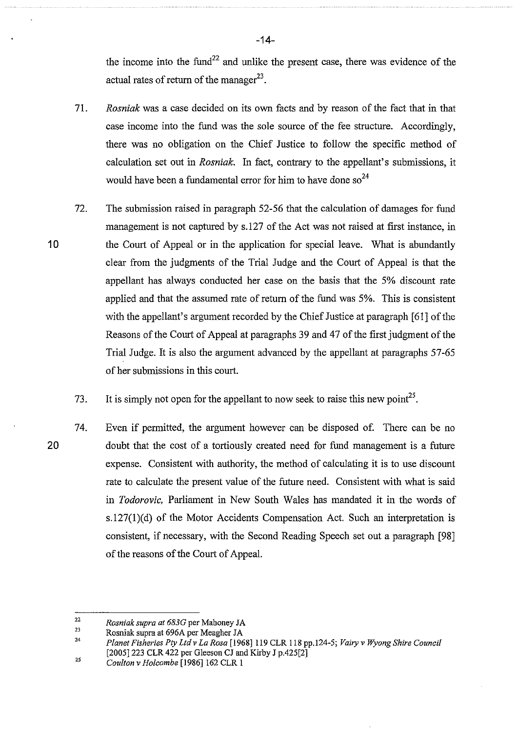the income into the fund[22] and unlike the present case, there was evidence of the actual rates of return of the manager[23].

71. *Rosniak* was a case decided on its own facts and by reason of the fact that in that case income into the fund was the sole source of the fee structure. Accordingly, there was no obligation on the Chief Justice to follow the specific method of calculation set out in *Rosniak.* In fact, contrary to the appellant's submissions, it would have been a fundamental error for him to have done so[24]

72. The submission raised in paragraph 52-56 that the calculation of damages for fund management is not captured by s.127 of the Act was not raised at first instance, in the Court of Appeal or in the application for special leave. What is abundantly clear from the judgments of the Trial Judge and the Court of Appeal is that the appellant has always conducted her case on the basis that the 5% discount rate applied and that the assumed rate of return of the fund was 5%. This is consistent with the appellant's argument recorded by the Chief Justice at paragraph [61] of the Reasons of the Court of Appeal at paragraphs 39 and 47 of the first judgment of the Trial Judge. It is also the argument advanced by the appellant at paragraphs 57-65 of her submissions in this court.

73. It is simply not open for the appellant to now seek to raise this new point[25].

74. Even if permitted, the argument however can be disposed of. There can be no doubt that the cost of a tortiously created need for fund management is a future expense. Consistent with authority, the method of calculating it is to use discount rate to calculate the present value of the future need. Consistent with what is said in *Todorovic,* Parliament in New South Wales has mandated it in the words of s.127(1)(d) of the Motor Accidents Compensation Act. Such an interpretation is consistent, if necessary, with the Second Reading Speech set out a paragraph [98] of the reasons of the Court of Appeal.

---

22 *Rosniak supra at 683G* per Mahoney JA

23 Rosniak supra at 696A per Meagher JA

24 *Planet Fisheries Pty Ltd v La Rosa* [1968] 119 CLR 118 pp.124-5; *Vairy v Wyong Shire Council* [2005] 223 CLR 422 per Gleeson CJ and Kirby J p.425[2]

25 *Coulton v Holcombe* [1986] 162 CLR 1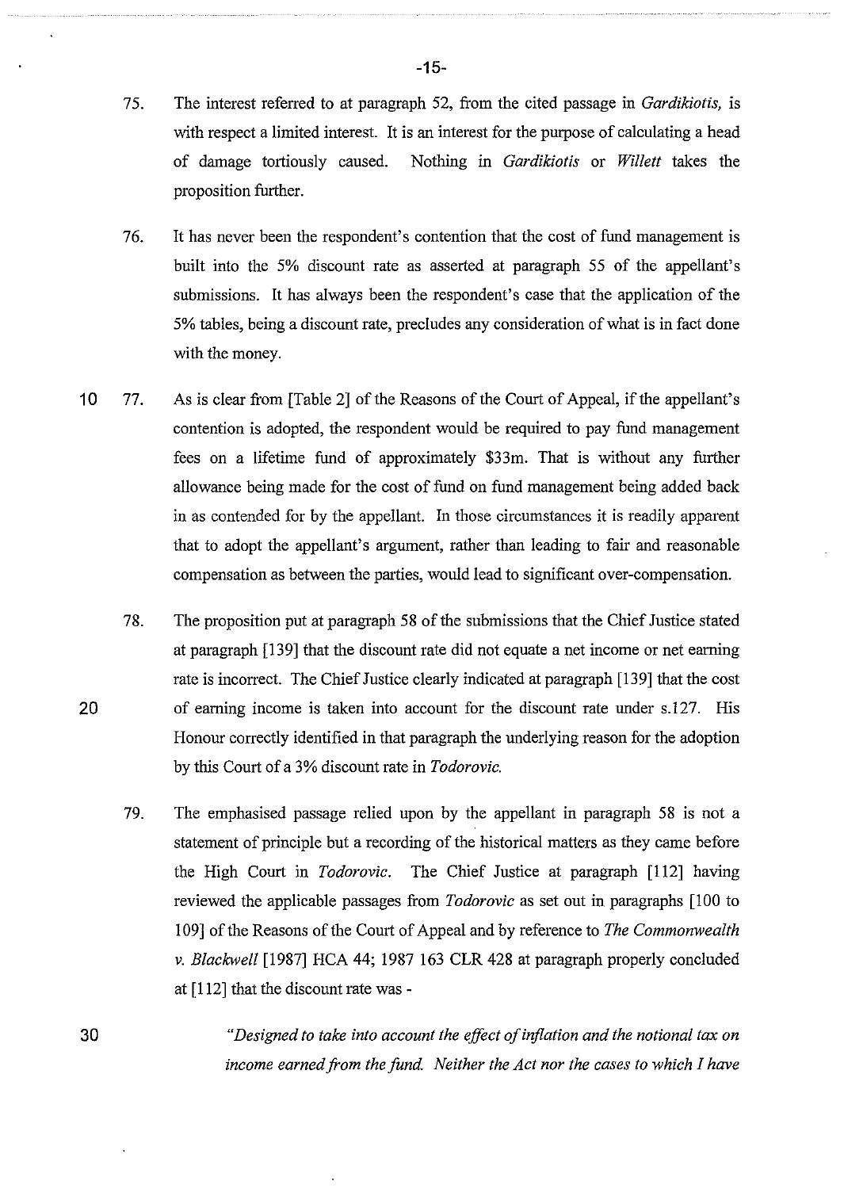75. The interest referred to at paragraph 52, from the cited passage in *Gardikiotis,* is with respect a limited interest. It is an interest for the purpose of calculating a head of damage tortiously caused. Nothing in *Gardikiotis* or *Willett* takes the proposition further.

76. It has never been the respondent's contention that the cost of fund management is built into the 5% discount rate as asserted at paragraph 55 of the appellant's submissions. It has always been the respondent's case that the application of the 5% tables, being a discount rate, precludes any consideration of what is in fact done with the money.

77. As is clear from [Table 2] of the Reasons of the Court of Appeal, if the appellant's contention is adopted, the respondent would be required to pay fund management fees on a lifetime fund of approximately $33m. That is without any further allowance being made for the cost of fund on fund management being added back in as contended for by the appellant. In those circumstances it is readily apparent that to adopt the appellant's argument, rather than leading to fair and reasonable compensation as between the parties, would lead to significant over-compensation.

78. The proposition put at paragraph 58 of the submissions that the Chief Justice stated at paragraph [139] that the discount rate did not equate a net income or net earning rate is incorrect. The Chief Justice clearly indicated at paragraph [139] that the cost of earning income is taken into account for the discount rate under s.127. His Honour correctly identified in that paragraph the underlying reason for the adoption by this Court of a 3% discount rate in *Todorovic.*

79. The emphasised passage relied upon by the appellant in paragraph 58 is not a statement of principle but a recording of the historical matters as they came before the High Court in *Todorovic*. The Chief Justice at paragraph [112] having reviewed the applicable passages from *Todorovic* as set out in paragraphs [100 to 109] of the Reasons of the Court of Appeal and by reference to *The Commonwealth v. Blackwell* [1987] HCA 44; 1987 163 CLR 428 at paragraph properly concluded at [112] that the discount rate was -

> *"Designed to take into account the effect of inflation and the notional tax on income earned from the fund. Neither the Act nor the cases to which I have*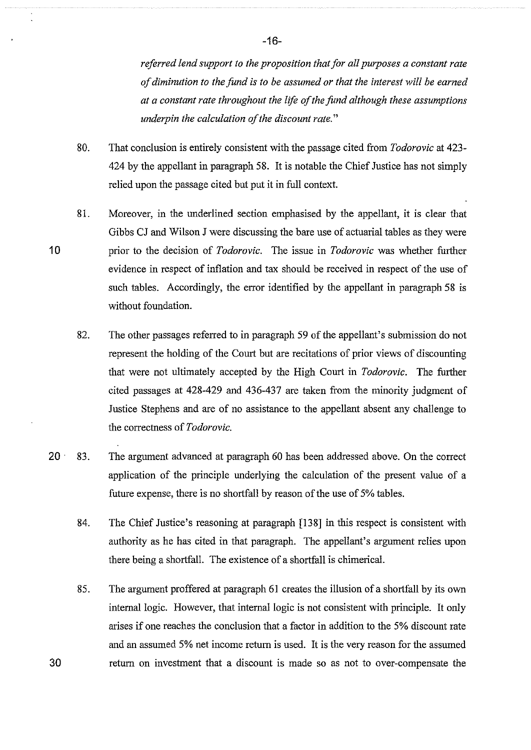*referred lend support to the proposition that for all purposes a constant rate of diminution to the fund is to be assumed or that the interest will be earned at a constant rate throughout the life of the fund although these assumptions underpin the calculation of the discount rate."*

80. That conclusion is entirely consistent with the passage cited from *Todorovic* at 423-424 by the appellant in paragraph 58. It is notable the Chief Justice has not simply relied upon the passage cited but put it in full context.

81. Moreover, in the underlined section emphasised by the appellant, it is clear that Gibbs CJ and Wilson J were discussing the bare use of actuarial tables as they were prior to the decision of *Todorovic*. The issue in *Todorovic* was whether further evidence in respect of inflation and tax should be received in respect of the use of such tables. Accordingly, the error identified by the appellant in paragraph 58 is without foundation.

82. The other passages referred to in paragraph 59 of the appellant's submission do not represent the holding of the Court but are recitations of prior views of discounting that were not ultimately accepted by the High Court in *Todorovic*. The further cited passages at 428-429 and 436-437 are taken from the minority judgment of Justice Stephens and are of no assistance to the appellant absent any challenge to the correctness of *Todorovic*.

83. The argument advanced at paragraph 60 has been addressed above. On the correct application of the principle underlying the calculation of the present value of a future expense, there is no shortfall by reason of the use of 5% tables.

84. The Chief Justice's reasoning at paragraph [138] in this respect is consistent with authority as he has cited in that paragraph. The appellant's argument relies upon there being a shortfall. The existence of a shortfall is chimerical.

85. The argument proffered at paragraph 61 creates the illusion of a shortfall by its own internal logic. However, that internal logic is not consistent with principle. It only arises if one reaches the conclusion that a factor in addition to the 5% discount rate and an assumed 5% net income return is used. It is the very reason for the assumed return on investment that a discount is made so as not to over-compensate the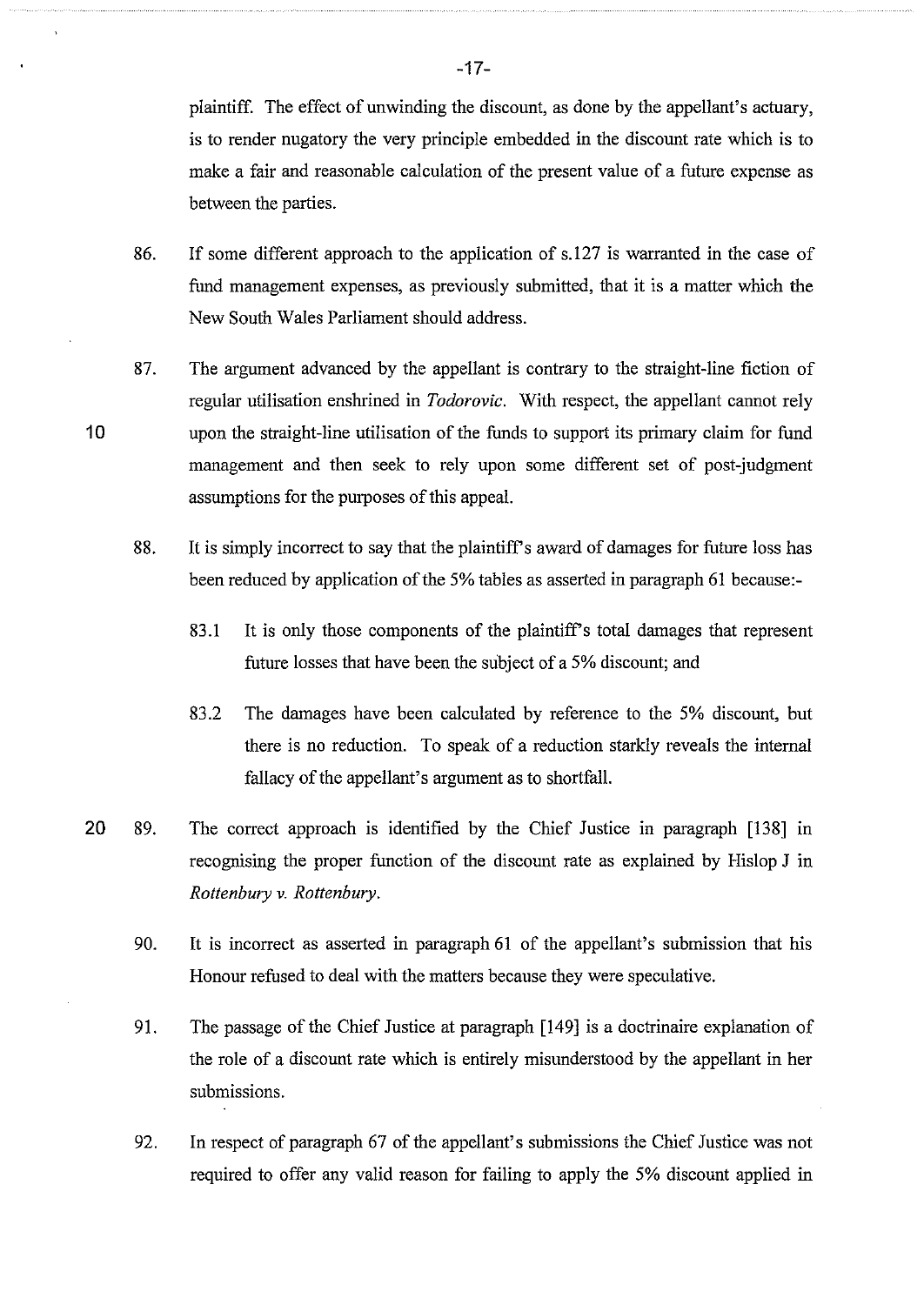plaintiff. The effect of unwinding the discount, as done by the appellant's actuary, is to render nugatory the very principle embedded in the discount rate which is to make a fair and reasonable calculation of the present value of a future expense as between the parties.

86. If some different approach to the application of s.127 is warranted in the case of fund management expenses, as previously submitted, that it is a matter which the New South Wales Parliament should address.

87. The argument advanced by the appellant is contrary to the straight-line fiction of regular utilisation enshrined in *Todorovic*. With respect, the appellant cannot rely upon the straight-line utilisation of the funds to support its primary claim for fund management and then seek to rely upon some different set of post-judgment assumptions for the purposes of this appeal.

88. It is simply incorrect to say that the plaintiff's award of damages for future loss has been reduced by application of the 5% tables as asserted in paragraph 61 because:-

    83.1 It is only those components of the plaintiff's total damages that represent future losses that have been the subject of a 5% discount; and

    83.2 The damages have been calculated by reference to the 5% discount, but there is no reduction. To speak of a reduction starkly reveals the internal fallacy of the appellant's argument as to shortfall.

89. The correct approach is identified by the Chief Justice in paragraph [138] in recognising the proper function of the discount rate as explained by Hislop J in *Rottenbury v. Rottenbury*.

90. It is incorrect as asserted in paragraph 61 of the appellant's submission that his Honour refused to deal with the matters because they were speculative.

91. The passage of the Chief Justice at paragraph [149] is a doctrinaire explanation of the role of a discount rate which is entirely misunderstood by the appellant in her submissions.

92. In respect of paragraph 67 of the appellant's submissions the Chief Justice was not required to offer any valid reason for failing to apply the 5% discount applied in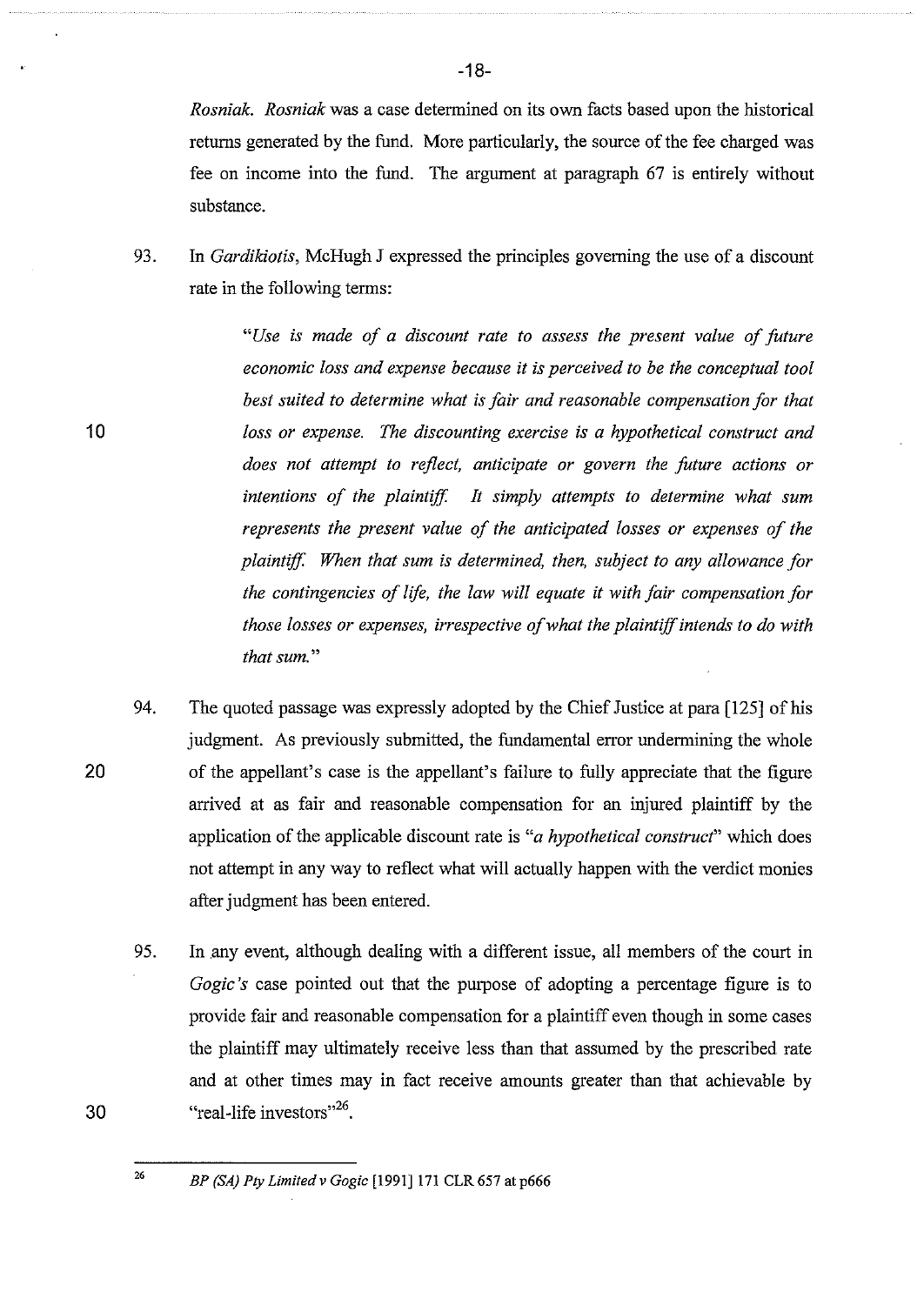*Rosniak. Rosniak* was a case determined on its own facts based upon the historical returns generated by the fund. More particularly, the source of the fee charged was fee on income into the fund. The argument at paragraph 67 is entirely without substance.

93. In *Gardikiotis*, McHugh J expressed the principles governing the use of a discount rate in the following terms:

> *"Use is made of a discount rate to assess the present value of future economic loss and expense because it is perceived to be the conceptual tool best suited to determine what is fair and reasonable compensation for that loss or expense. The discounting exercise is a hypothetical construct and does not attempt to reflect, anticipate or govern the future actions or intentions of the plaintiff. It simply attempts to determine what sum represents the present value of the anticipated losses or expenses of the plaintiff. When that sum is determined, then, subject to any allowance for the contingencies of life, the law will equate it with fair compensation for those losses or expenses, irrespective of what the plaintiff intends to do with that sum."*

94. The quoted passage was expressly adopted by the Chief Justice at para [125] of his judgment. As previously submitted, the fundamental error undermining the whole of the appellant's case is the appellant's failure to fully appreciate that the figure arrived at as fair and reasonable compensation for an injured plaintiff by the application of the applicable discount rate is *"a hypothetical construct"* which does not attempt in any way to reflect what will actually happen with the verdict monies after judgment has been entered.

95. In any event, although dealing with a different issue, all members of the court in *Gogic's* case pointed out that the purpose of adopting a percentage figure is to provide fair and reasonable compensation for a plaintiff even though in some cases the plaintiff may ultimately receive less than that assumed by the prescribed rate and at other times may in fact receive amounts greater than that achievable by "real-life investors"[26].

---

[26] *BP (SA) Pty Limited v Gogic* [1991] 171 CLR 657 at p666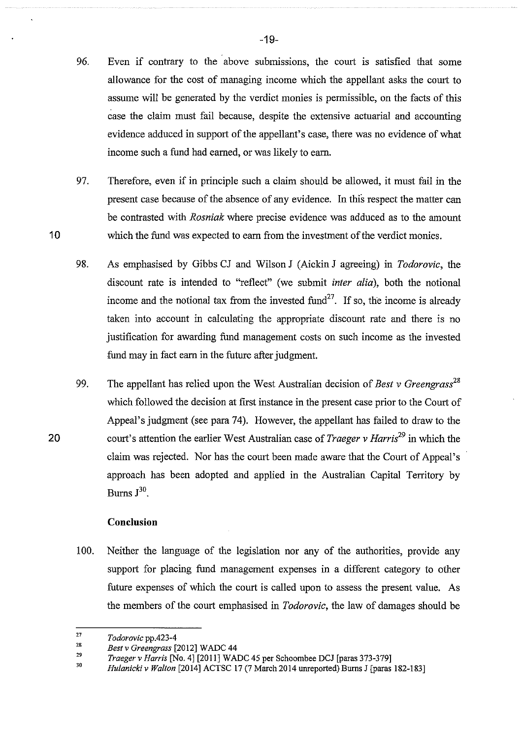96. Even if contrary to the above submissions, the court is satisfied that some allowance for the cost of managing income which the appellant asks the court to assume will be generated by the verdict monies is permissible, on the facts of this case the claim must fail because, despite the extensive actuarial and accounting evidence adduced in support of the appellant's case, there was no evidence of what income such a fund had earned, or was likely to earn.

97. Therefore, even if in principle such a claim should be allowed, it must fail in the present case because of the absence of any evidence. In this respect the matter can be contrasted with *Rosniak* where precise evidence was adduced as to the amount which the fund was expected to earn from the investment of the verdict monies.

98. As emphasised by Gibbs CJ and Wilson J (Aickin J agreeing) in *Todorovic*, the discount rate is intended to "reflect" (we submit *inter alia*), both the notional income and the notional tax from the invested fund[27]. If so, the income is already taken into account in calculating the appropriate discount rate and there is no justification for awarding fund management costs on such income as the invested fund may in fact earn in the future after judgment.

99. The appellant has relied upon the West Australian decision of *Best v Greengrass*[28] which followed the decision at first instance in the present case prior to the Court of Appeal's judgment (see para 74). However, the appellant has failed to draw to the court's attention the earlier West Australian case of *Traeger v Harris*[29] in which the claim was rejected. Nor has the court been made aware that the Court of Appeal's approach has been adopted and applied in the Australian Capital Territory by Burns J[30].

**Conclusion**

100. Neither the language of the legislation nor any of the authorities, provide any support for placing fund management expenses in a different category to other future expenses of which the court is called upon to assess the present value. As the members of the court emphasised in *Todorovic*, the law of damages should be

---

27 *Todorovic* pp.423-4

28 *Best v Greengrass* [2012] WADC 44

29 *Traeger v Harris* [No. 4] [2011] WADC 45 per Schoombee DCJ [paras 373-379]

30 *Hulanicki v Walton* [2014] ACTSC 17 (7 March 2014 unreported) Burns J [paras 182-183]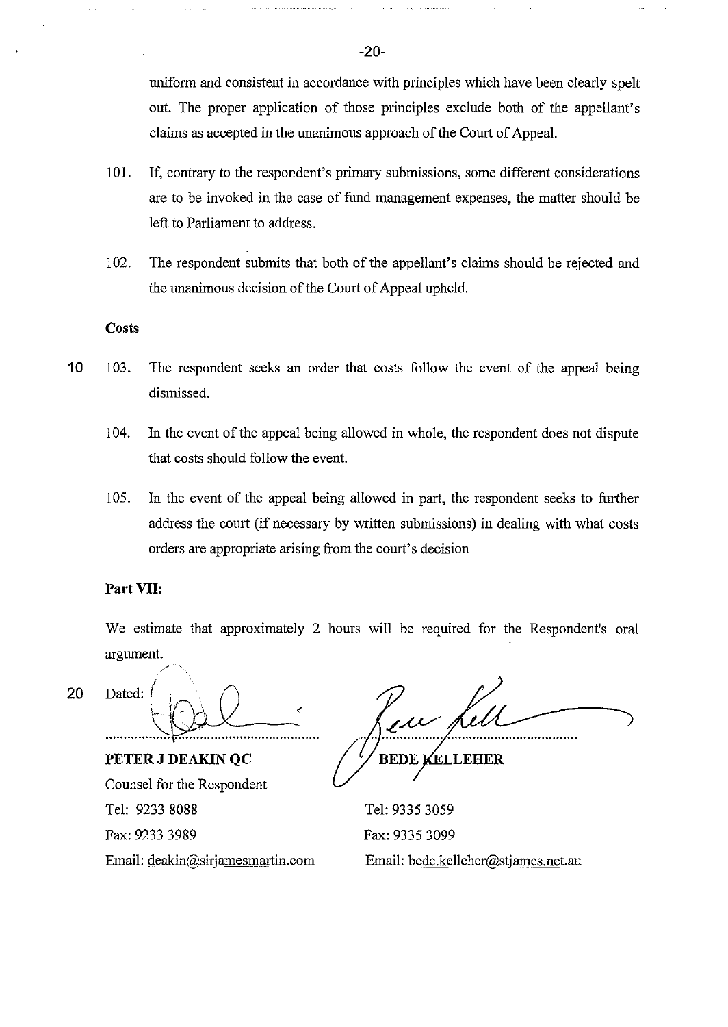uniform and consistent in accordance with principles which have been clearly spelt out. The proper application of those principles exclude both of the appellant's claims as accepted in the unanimous approach of the Court of Appeal.

101. If, contrary to the respondent's primary submissions, some different considerations are to be invoked in the case of fund management expenses, the matter should be left to Parliament to address.

102. The respondent submits that both of the appellant's claims should be rejected and the unanimous decision of the Court of Appeal upheld.

**Costs**

103. The respondent seeks an order that costs follow the event of the appeal being dismissed.

104. In the event of the appeal being allowed in whole, the respondent does not dispute that costs should follow the event.

105. In the event of the appeal being allowed in part, the respondent seeks to further address the court (if necessary by written submissions) in dealing with what costs orders are appropriate arising from the court's decision

**Part VII:**

We estimate that approximately 2 hours will be required for the Respondent's oral argument.

Dated:

**PETER J DEAKIN QC**
Counsel for the Respondent
Tel: 9233 8088
Fax: 9233 3989
Email: deakin@sirjamesmartin.com

**BEDE KELLEHER**
Tel: 9335 3059
Fax: 9335 3099
Email: bede.kelleher@stjames.net.au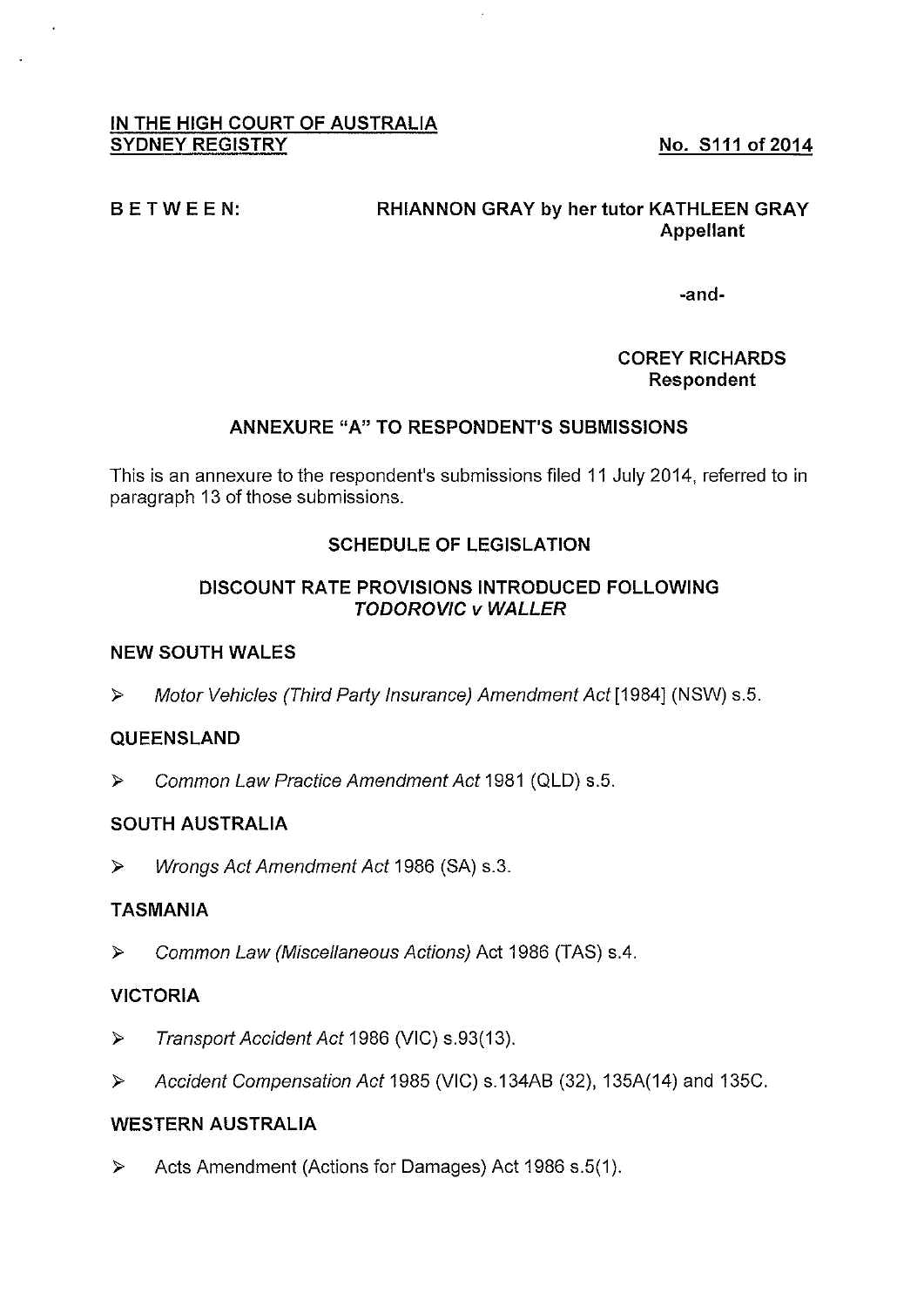**IN THE HIGH COURT OF AUSTRALIA**
**SYDNEY REGISTRY**

**No. S111 of 2014**

**BETWEEN:** **RHIANNON GRAY by her tutor KATHLEEN GRAY**
**Appellant**

**-and-**

**COREY RICHARDS**
**Respondent**

## ANNEXURE "A" TO RESPONDENT'S SUBMISSIONS

This is an annexure to the respondent's submissions filed 11 July 2014, referred to in paragraph 13 of those submissions.

## SCHEDULE OF LEGISLATION

## DISCOUNT RATE PROVISIONS INTRODUCED FOLLOWING *TODOROVIC v WALLER*

### NEW SOUTH WALES

- *Motor Vehicles (Third Party Insurance) Amendment Act* [1984] (NSW) s.5.

### QUEENSLAND

- *Common Law Practice Amendment Act* 1981 (QLD) s.5.

### SOUTH AUSTRALIA

- *Wrongs Act Amendment Act* 1986 (SA) s.3.

### TASMANIA

- *Common Law (Miscellaneous Actions)* Act 1986 (TAS) s.4.

### VICTORIA

- *Transport Accident Act* 1986 (VIC) s.93(13).
- *Accident Compensation Act* 1985 (VIC) s.134AB (32), 135A(14) and 135C.

### WESTERN AUSTRALIA

- Acts Amendment (Actions for Damages) Act 1986 s.5(1).